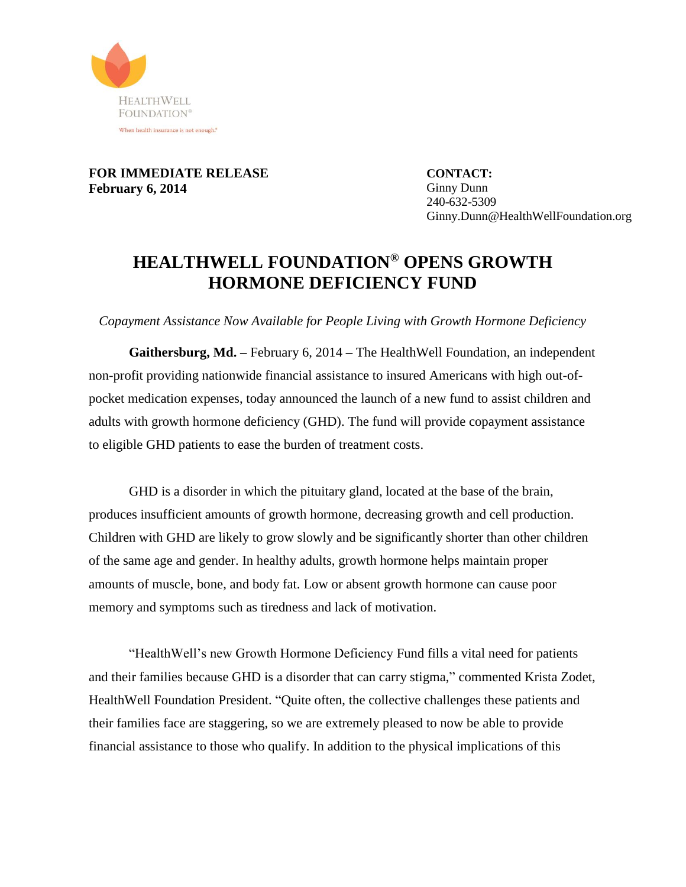HEALTHWELL FOUNDATION®

When health insurance is not enough.®

**FOR IMMEDIATE RELEASE**
**February 6, 2014**

**CONTACT:**
Ginny Dunn
240-632-5309
Ginny.Dunn@HealthWellFoundation.org

# HEALTHWELL FOUNDATION® OPENS GROWTH HORMONE DEFICIENCY FUND

*Copayment Assistance Now Available for People Living with Growth Hormone Deficiency*

**Gaithersburg, Md.** – February 6, 2014 – The HealthWell Foundation, an independent non-profit providing nationwide financial assistance to insured Americans with high out-of-pocket medication expenses, today announced the launch of a new fund to assist children and adults with growth hormone deficiency (GHD). The fund will provide copayment assistance to eligible GHD patients to ease the burden of treatment costs.

GHD is a disorder in which the pituitary gland, located at the base of the brain, produces insufficient amounts of growth hormone, decreasing growth and cell production. Children with GHD are likely to grow slowly and be significantly shorter than other children of the same age and gender. In healthy adults, growth hormone helps maintain proper amounts of muscle, bone, and body fat. Low or absent growth hormone can cause poor memory and symptoms such as tiredness and lack of motivation.

"HealthWell's new Growth Hormone Deficiency Fund fills a vital need for patients and their families because GHD is a disorder that can carry stigma," commented Krista Zodet, HealthWell Foundation President. "Quite often, the collective challenges these patients and their families face are staggering, so we are extremely pleased to now be able to provide financial assistance to those who qualify. In addition to the physical implications of this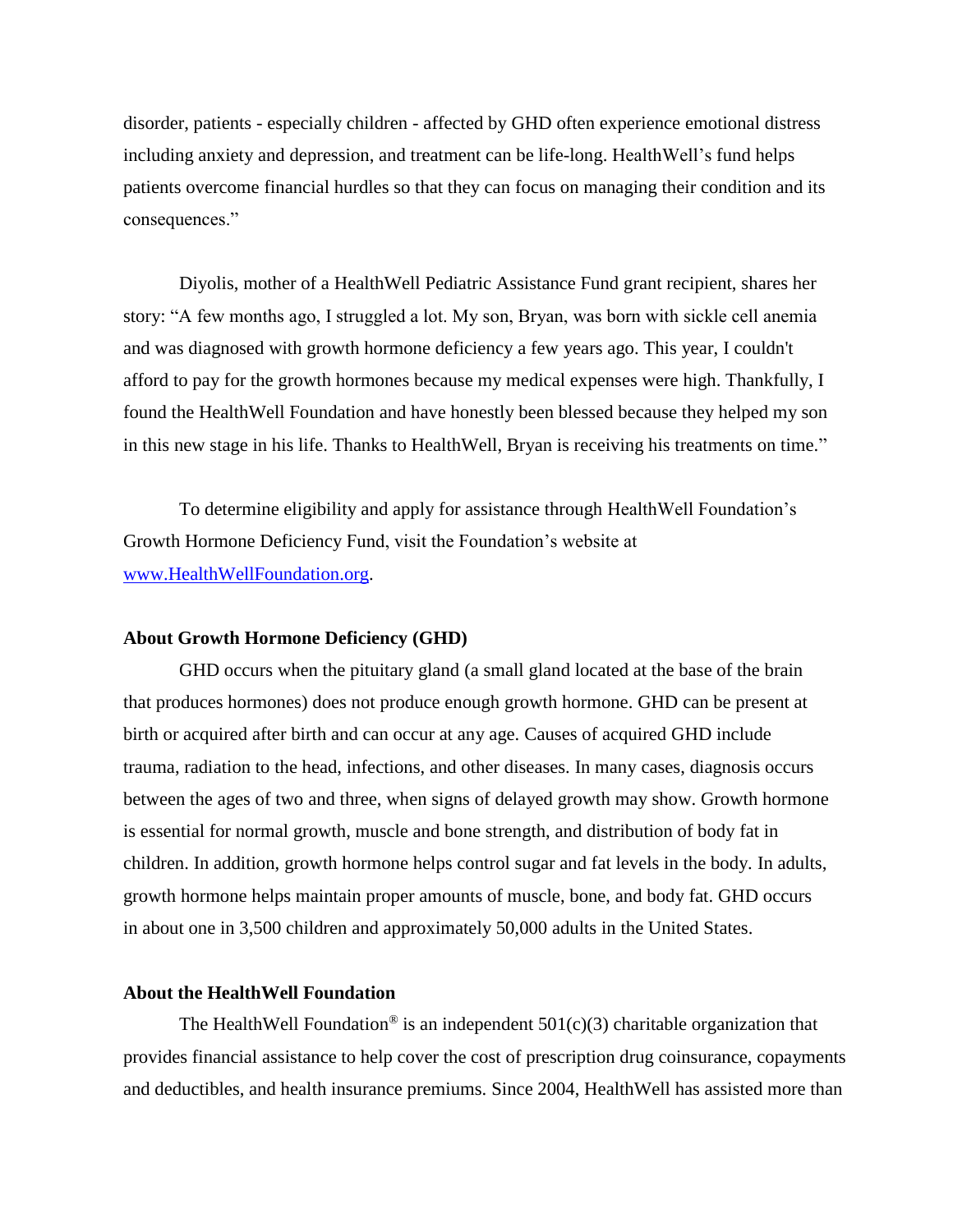disorder, patients - especially children - affected by GHD often experience emotional distress including anxiety and depression, and treatment can be life-long. HealthWell's fund helps patients overcome financial hurdles so that they can focus on managing their condition and its consequences."

Diyolis, mother of a HealthWell Pediatric Assistance Fund grant recipient, shares her story: "A few months ago, I struggled a lot. My son, Bryan, was born with sickle cell anemia and was diagnosed with growth hormone deficiency a few years ago. This year, I couldn't afford to pay for the growth hormones because my medical expenses were high. Thankfully, I found the HealthWell Foundation and have honestly been blessed because they helped my son in this new stage in his life. Thanks to HealthWell, Bryan is receiving his treatments on time."

To determine eligibility and apply for assistance through HealthWell Foundation's Growth Hormone Deficiency Fund, visit the Foundation's website at [www.HealthWellFoundation.org](http://www.HealthWellFoundation.org).

**About Growth Hormone Deficiency (GHD)**

GHD occurs when the pituitary gland (a small gland located at the base of the brain that produces hormones) does not produce enough growth hormone. GHD can be present at birth or acquired after birth and can occur at any age. Causes of acquired GHD include trauma, radiation to the head, infections, and other diseases. In many cases, diagnosis occurs between the ages of two and three, when signs of delayed growth may show. Growth hormone is essential for normal growth, muscle and bone strength, and distribution of body fat in children. In addition, growth hormone helps control sugar and fat levels in the body. In adults, growth hormone helps maintain proper amounts of muscle, bone, and body fat. GHD occurs in about one in 3,500 children and approximately 50,000 adults in the United States.

**About the HealthWell Foundation**

The HealthWell Foundation® is an independent 501(c)(3) charitable organization that provides financial assistance to help cover the cost of prescription drug coinsurance, copayments and deductibles, and health insurance premiums. Since 2004, HealthWell has assisted more than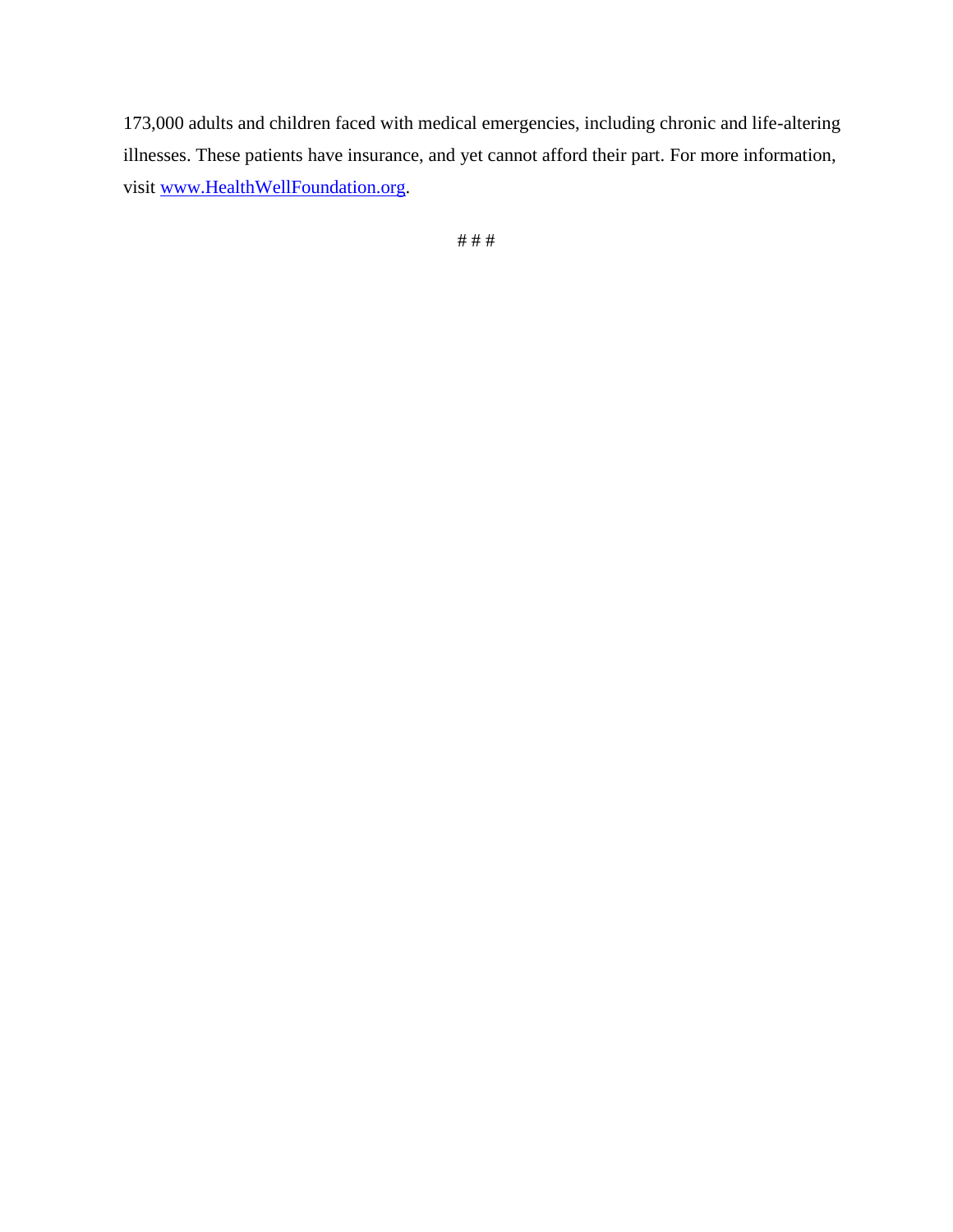173,000 adults and children faced with medical emergencies, including chronic and life-altering illnesses. These patients have insurance, and yet cannot afford their part. For more information, visit [www.HealthWellFoundation.org](http://www.HealthWellFoundation.org).

# # #